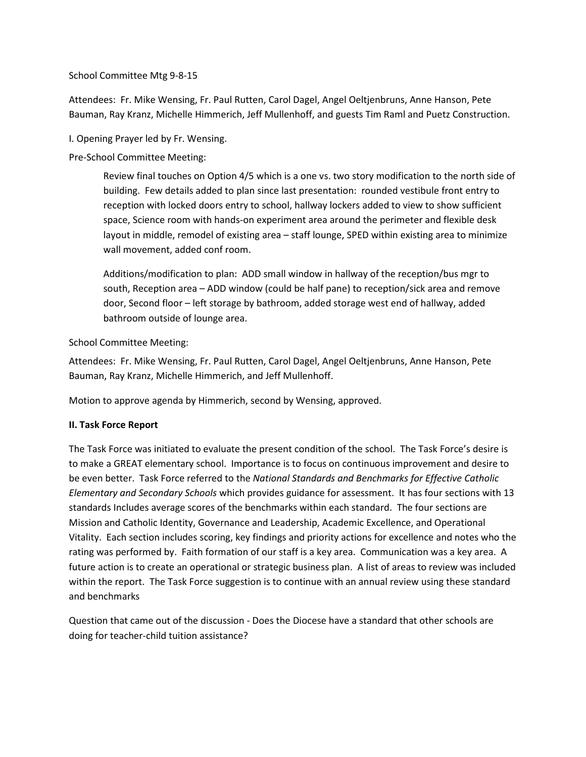School Committee Mtg 9-8-15

Attendees: Fr. Mike Wensing, Fr. Paul Rutten, Carol Dagel, Angel Oeltjenbruns, Anne Hanson, Pete Bauman, Ray Kranz, Michelle Himmerich, Jeff Mullenhoff, and guests Tim Raml and Puetz Construction.

I. Opening Prayer led by Fr. Wensing.

Pre-School Committee Meeting:

> Review final touches on Option 4/5 which is a one vs. two story modification to the north side of building. Few details added to plan since last presentation: rounded vestibule front entry to reception with locked doors entry to school, hallway lockers added to view to show sufficient space, Science room with hands-on experiment area around the perimeter and flexible desk layout in middle, remodel of existing area – staff lounge, SPED within existing area to minimize wall movement, added conf room.
>
> Additions/modification to plan: ADD small window in hallway of the reception/bus mgr to south, Reception area – ADD window (could be half pane) to reception/sick area and remove door, Second floor – left storage by bathroom, added storage west end of hallway, added bathroom outside of lounge area.

School Committee Meeting:

Attendees: Fr. Mike Wensing, Fr. Paul Rutten, Carol Dagel, Angel Oeltjenbruns, Anne Hanson, Pete Bauman, Ray Kranz, Michelle Himmerich, and Jeff Mullenhoff.

Motion to approve agenda by Himmerich, second by Wensing, approved.

**II. Task Force Report**

The Task Force was initiated to evaluate the present condition of the school. The Task Force's desire is to make a GREAT elementary school. Importance is to focus on continuous improvement and desire to be even better. Task Force referred to the *National Standards and Benchmarks for Effective Catholic Elementary and Secondary Schools* which provides guidance for assessment. It has four sections with 13 standards Includes average scores of the benchmarks within each standard. The four sections are Mission and Catholic Identity, Governance and Leadership, Academic Excellence, and Operational Vitality. Each section includes scoring, key findings and priority actions for excellence and notes who the rating was performed by. Faith formation of our staff is a key area. Communication was a key area. A future action is to create an operational or strategic business plan. A list of areas to review was included within the report. The Task Force suggestion is to continue with an annual review using these standard and benchmarks

Question that came out of the discussion - Does the Diocese have a standard that other schools are doing for teacher-child tuition assistance?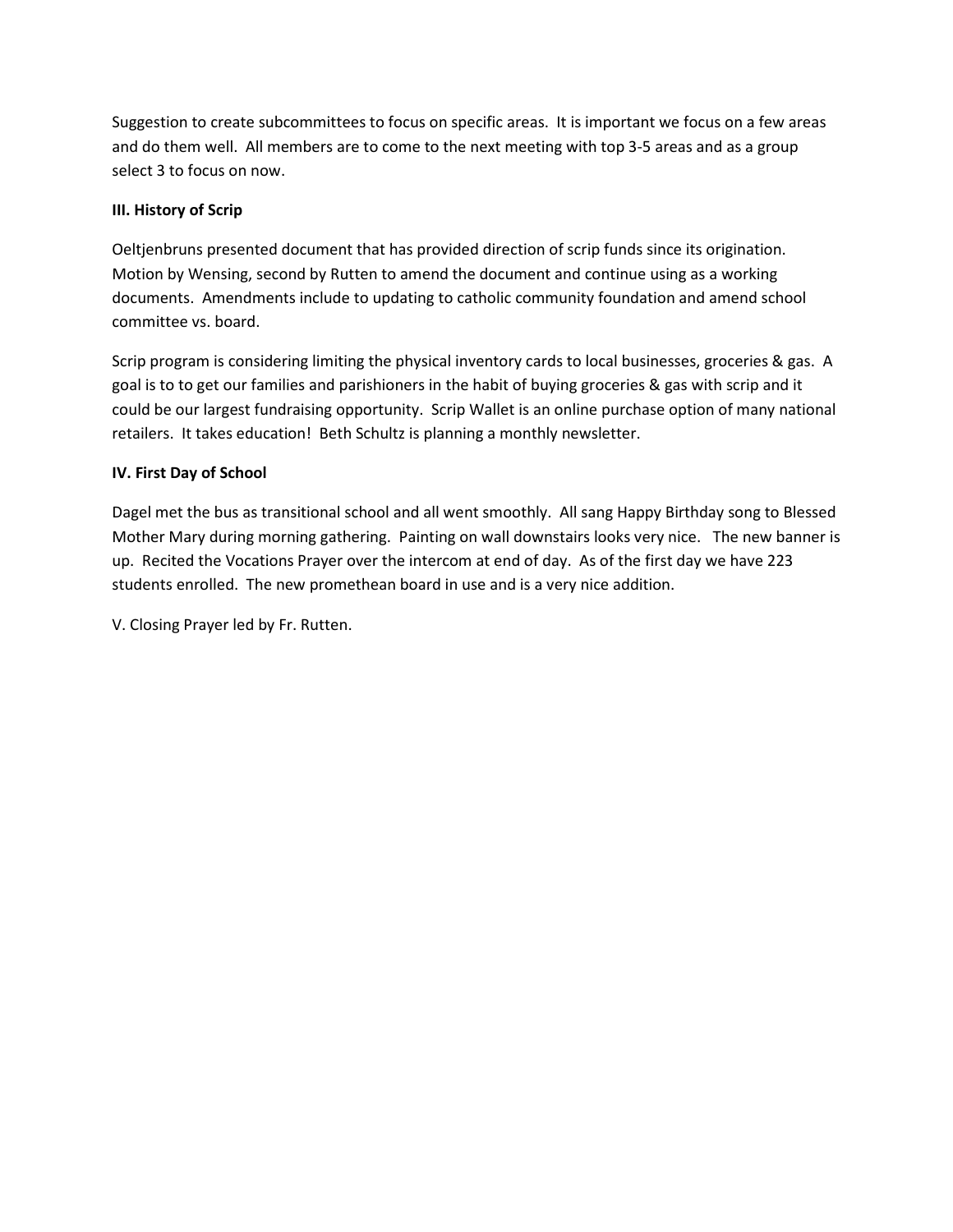Suggestion to create subcommittees to focus on specific areas. It is important we focus on a few areas and do them well. All members are to come to the next meeting with top 3-5 areas and as a group select 3 to focus on now.

**III. History of Scrip**

Oeltjenbruns presented document that has provided direction of scrip funds since its origination. Motion by Wensing, second by Rutten to amend the document and continue using as a working documents. Amendments include to updating to catholic community foundation and amend school committee vs. board.

Scrip program is considering limiting the physical inventory cards to local businesses, groceries & gas. A goal is to to get our families and parishioners in the habit of buying groceries & gas with scrip and it could be our largest fundraising opportunity. Scrip Wallet is an online purchase option of many national retailers. It takes education! Beth Schultz is planning a monthly newsletter.

**IV. First Day of School**

Dagel met the bus as transitional school and all went smoothly. All sang Happy Birthday song to Blessed Mother Mary during morning gathering. Painting on wall downstairs looks very nice. The new banner is up. Recited the Vocations Prayer over the intercom at end of day. As of the first day we have 223 students enrolled. The new promethean board in use and is a very nice addition.

V. Closing Prayer led by Fr. Rutten.